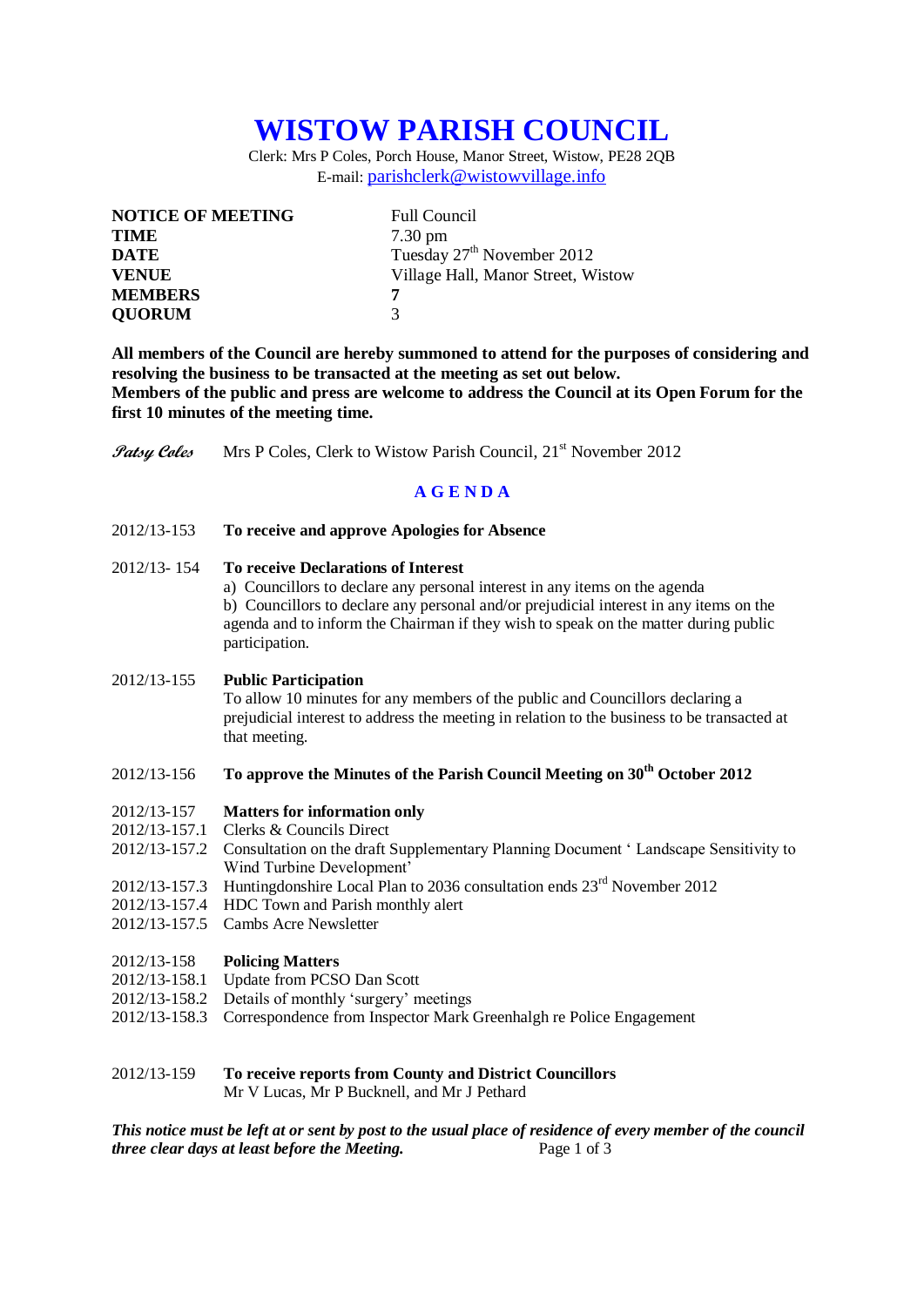# WISTOW PARISH COUNCIL

Clerk: Mrs P Coles, Porch House, Manor Street, Wistow, PE28 2QB
E-mail: parishclerk@wistowvillage.info

| | |
|---|---|
| **NOTICE OF MEETING** | Full Council |
| **TIME** | 7.30 pm |
| **DATE** | Tuesday 27th November 2012 |
| **VENUE** | Village Hall, Manor Street, Wistow |
| **MEMBERS** | **7** |
| **QUORUM** | 3 |

**All members of the Council are hereby summoned to attend for the purposes of considering and resolving the business to be transacted at the meeting as set out below.**
**Members of the public and press are welcome to address the Council at its Open Forum for the first 10 minutes of the meeting time.**

*Patsy Coles* Mrs P Coles, Clerk to Wistow Parish Council, 21st November 2012

## A G E N D A

2012/13-153 **To receive and approve Apologies for Absence**

2012/13- 154 **To receive Declarations of Interest**
a) Councillors to declare any personal interest in any items on the agenda
b) Councillors to declare any personal and/or prejudicial interest in any items on the agenda and to inform the Chairman if they wish to speak on the matter during public participation.

2012/13-155 **Public Participation**
To allow 10 minutes for any members of the public and Councillors declaring a prejudicial interest to address the meeting in relation to the business to be transacted at that meeting.

2012/13-156 **To approve the Minutes of the Parish Council Meeting on 30th October 2012**

2012/13-157 **Matters for information only**
2012/13-157.1 Clerks & Councils Direct
2012/13-157.2 Consultation on the draft Supplementary Planning Document ' Landscape Sensitivity to Wind Turbine Development'
2012/13-157.3 Huntingdonshire Local Plan to 2036 consultation ends 23rd November 2012
2012/13-157.4 HDC Town and Parish monthly alert
2012/13-157.5 Cambs Acre Newsletter

2012/13-158 **Policing Matters**
2012/13-158.1 Update from PCSO Dan Scott
2012/13-158.2 Details of monthly 'surgery' meetings
2012/13-158.3 Correspondence from Inspector Mark Greenhalgh re Police Engagement

2012/13-159 **To receive reports from County and District Councillors**
Mr V Lucas, Mr P Bucknell, and Mr J Pethard

***This notice must be left at or sent by post to the usual place of residence of every member of the council three clear days at least before the Meeting.***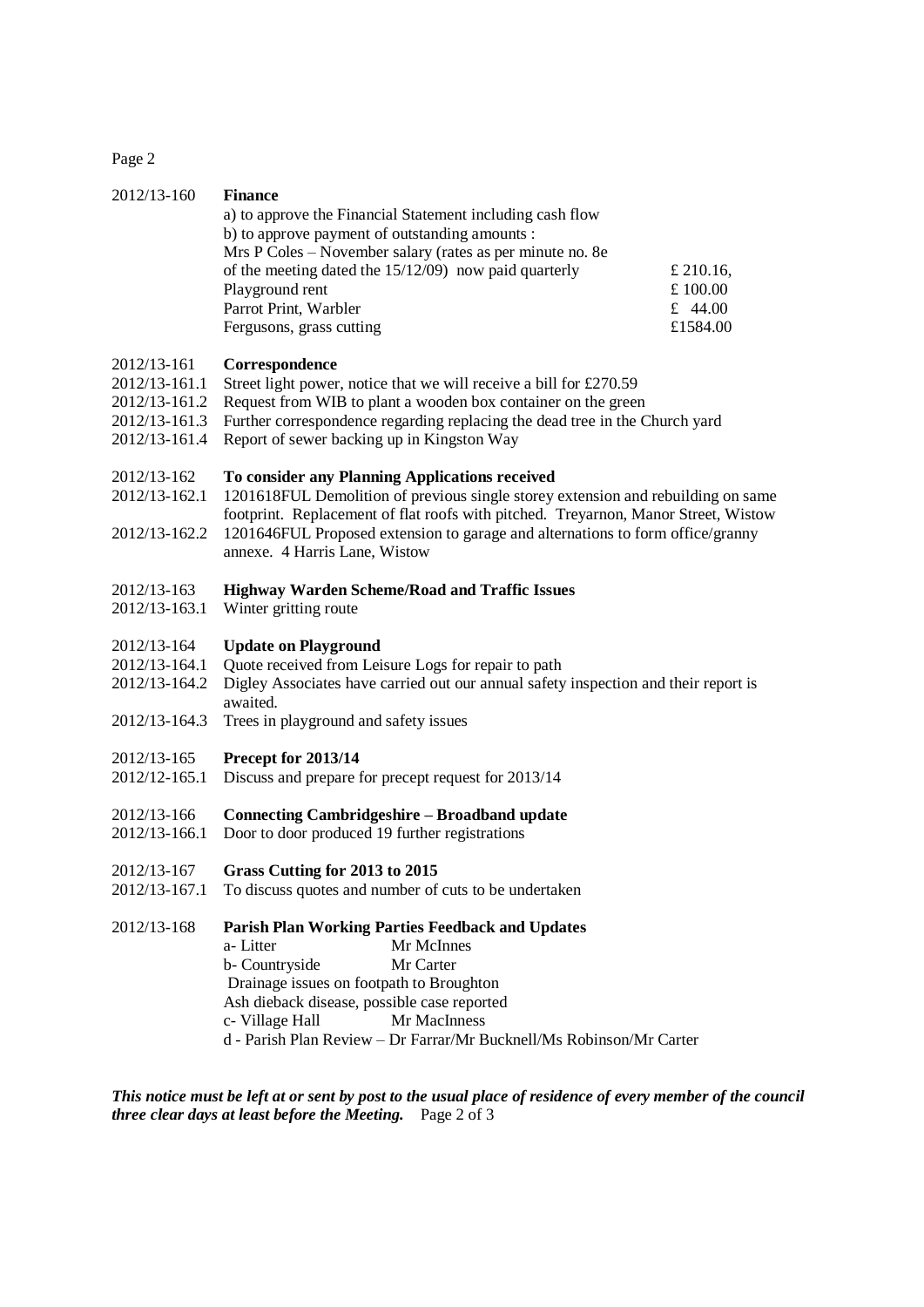2012/13-160 **Finance**

a) to approve the Financial Statement including cash flow

b) to approve payment of outstanding amounts :

| | |
|---|---|
| Mrs P Coles – November salary (rates as per minute no. 8e of the meeting dated the 15/12/09) now paid quarterly | £ 210.16, |
| Playground rent | £ 100.00 |
| Parrot Print, Warbler | £ 44.00 |
| Fergusons, grass cutting | £1584.00 |

2012/13-161 **Correspondence**

2012/13-161.1 Street light power, notice that we will receive a bill for £270.59

2012/13-161.2 Request from WIB to plant a wooden box container on the green

2012/13-161.3 Further correspondence regarding replacing the dead tree in the Church yard

2012/13-161.4 Report of sewer backing up in Kingston Way

2012/13-162 **To consider any Planning Applications received**

2012/13-162.1 1201618FUL Demolition of previous single storey extension and rebuilding on same footprint. Replacement of flat roofs with pitched. Treyarnon, Manor Street, Wistow

2012/13-162.2 1201646FUL Proposed extension to garage and alternations to form office/granny annexe. 4 Harris Lane, Wistow

2012/13-163 **Highway Warden Scheme/Road and Traffic Issues**

2012/13-163.1 Winter gritting route

2012/13-164 **Update on Playground**

2012/13-164.1 Quote received from Leisure Logs for repair to path

2012/13-164.2 Digley Associates have carried out our annual safety inspection and their report is awaited.

2012/13-164.3 Trees in playground and safety issues

2012/13-165 **Precept for 2013/14**

2012/12-165.1 Discuss and prepare for precept request for 2013/14

2012/13-166 **Connecting Cambridgeshire – Broadband update**

2012/13-166.1 Door to door produced 19 further registrations

2012/13-167 **Grass Cutting for 2013 to 2015**

2012/13-167.1 To discuss quotes and number of cuts to be undertaken

2012/13-168 **Parish Plan Working Parties Feedback and Updates**

a- Litter Mr McInnes

b- Countryside Mr Carter

Drainage issues on footpath to Broughton

Ash dieback disease, possible case reported

c- Village Hall Mr MacInness

d - Parish Plan Review – Dr Farrar/Mr Bucknell/Ms Robinson/Mr Carter

***This notice must be left at or sent by post to the usual place of residence of every member of the council three clear days at least before the Meeting.***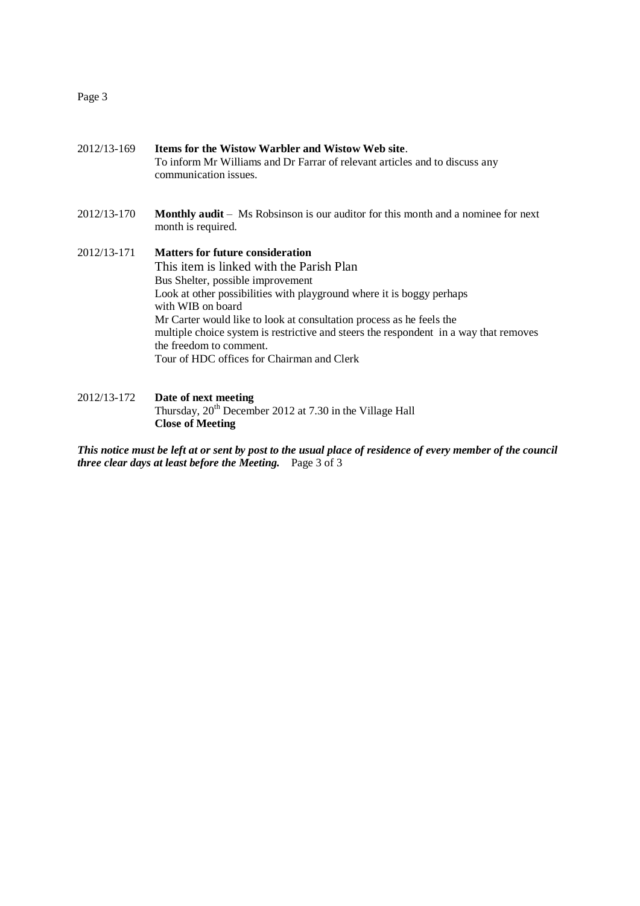2012/13-169 **Items for the Wistow Warbler and Wistow Web site**.
To inform Mr Williams and Dr Farrar of relevant articles and to discuss any communication issues.

2012/13-170 **Monthly audit** – Ms Robsinson is our auditor for this month and a nominee for next month is required.

2012/13-171 **Matters for future consideration**
This item is linked with the Parish Plan
Bus Shelter, possible improvement
Look at other possibilities with playground where it is boggy perhaps with WIB on board
Mr Carter would like to look at consultation process as he feels the multiple choice system is restrictive and steers the respondent in a way that removes the freedom to comment.
Tour of HDC offices for Chairman and Clerk

2012/13-172 **Date of next meeting**
Thursday, 20th December 2012 at 7.30 in the Village Hall
**Close of Meeting**

***This notice must be left at or sent by post to the usual place of residence of every member of the council three clear days at least before the Meeting.***